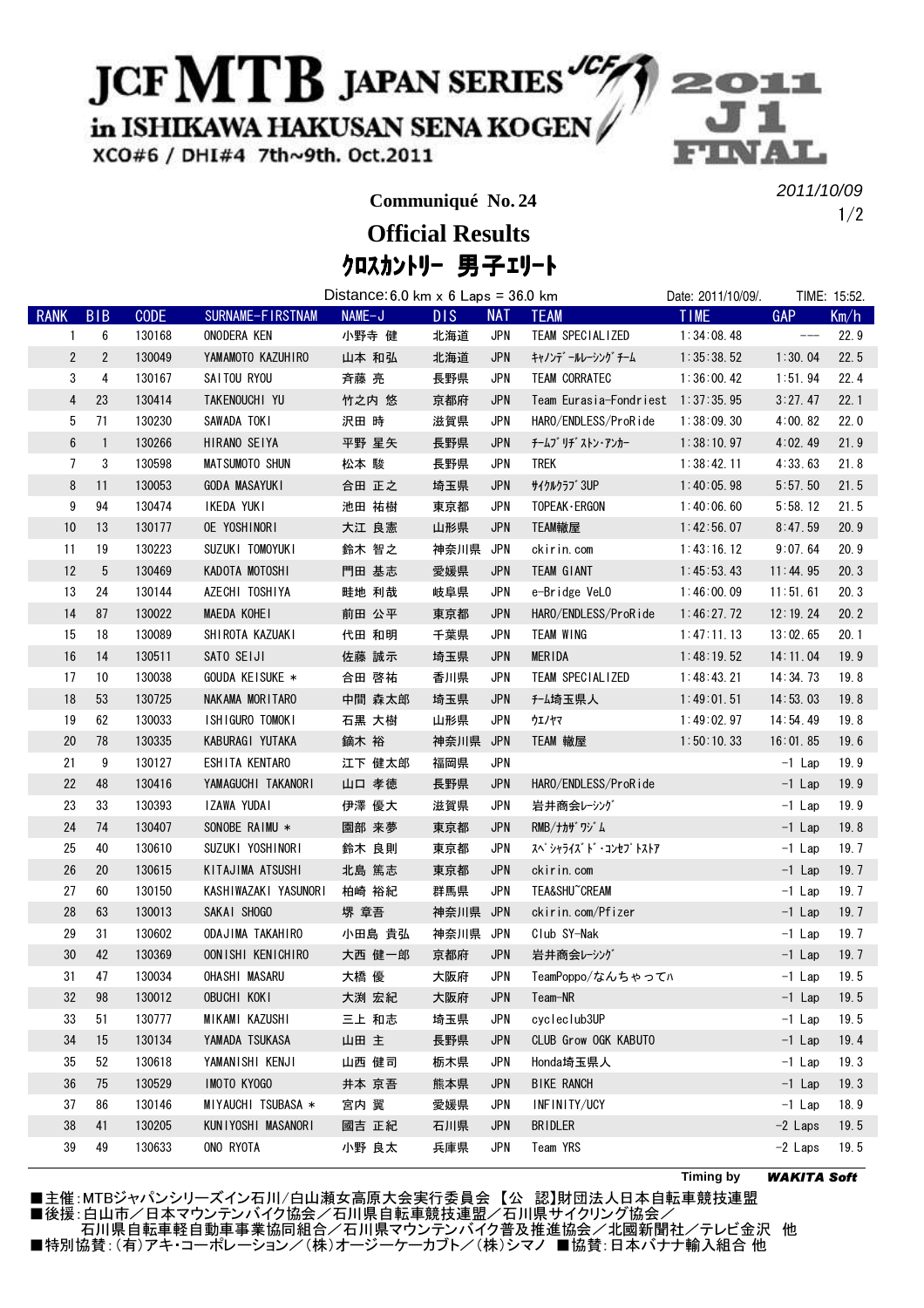# JCF MTB JAPAN SERIES in ISHIKAWA HAKUSAN SENA KOGEN

XCO#6 / DHI#4 7th~9th. Oct.2011

2011 J1 FINAL

2011/10/09

## Communiqué No. 24

## Official Results

## クロスカントリー 男子エリート

Distance: 6.0 km x 6 Laps = 36.0 km　　Date: 2011/10/09/.　　TIME: 15:52.

| RANK | BIB | CODE | SURNAME-FIRSTNAME | NAME-J | DIS | NAT | TEAM | TIME | GAP | Km/h |
|---|---|---|---|---|---|---|---|---|---|---|
| 1 | 6 | 130168 | ONODERA KEN | 小野寺 健 | 北海道 | JPN | TEAM SPECIALIZED | 1:34:08.48 | --- | 22.9 |
| 2 | 2 | 130049 | YAMAMOTO KAZUHIRO | 山本 和弘 | 北海道 | JPN | ｷｬﾉﾝﾃﾞｰﾙﾚｰｼﾝｸﾞﾁｰﾑ | 1:35:38.52 | 1:30.04 | 22.5 |
| 3 | 4 | 130167 | SAITOU RYOU | 斉藤 亮 | 長野県 | JPN | TEAM CORRATEC | 1:36:00.42 | 1:51.94 | 22.4 |
| 4 | 23 | 130414 | TAKENOUCHI YU | 竹之内 悠 | 京都府 | JPN | Team Eurasia-Fondriest | 1:37:35.95 | 3:27.47 | 22.1 |
| 5 | 71 | 130230 | SAWADA TOKI | 沢田 時 | 滋賀県 | JPN | HARO/ENDLESS/ProRide | 1:38:09.30 | 4:00.82 | 22.0 |
| 6 | 1 | 130266 | HIRANO SEIYA | 平野 星矢 | 長野県 | JPN | ﾁｰﾑﾌﾞﾘﾁﾞｽﾄﾝ･ｱﾝｶｰ | 1:38:10.97 | 4:02.49 | 21.9 |
| 7 | 3 | 130598 | MATSUMOTO SHUN | 松本 駿 | 長野県 | JPN | TREK | 1:38:42.11 | 4:33.63 | 21.8 |
| 8 | 11 | 130053 | GODA MASAYUKI | 合田 正之 | 埼玉県 | JPN | ｻｲｸﾙｸﾗﾌﾞ3UP | 1:40:05.98 | 5:57.50 | 21.5 |
| 9 | 94 | 130474 | IKEDA YUKI | 池田 祐樹 | 東京都 | JPN | TOPEAK・ERGON | 1:40:06.60 | 5:58.12 | 21.5 |
| 10 | 13 | 130177 | OE YOSHINORI | 大江 良憲 | 山形県 | JPN | TEAM轍屋 | 1:42:56.07 | 8:47.59 | 20.9 |
| 11 | 19 | 130223 | SUZUKI TOMOYUKI | 鈴木 智之 | 神奈川県 | JPN | ckirin.com | 1:43:16.12 | 9:07.64 | 20.9 |
| 12 | 5 | 130469 | KADOTA MOTOSHI | 門田 基志 | 愛媛県 | JPN | TEAM GIANT | 1:45:53.43 | 11:44.95 | 20.3 |
| 13 | 24 | 130144 | AZECHI TOSHIYA | 畦地 利哉 | 岐阜県 | JPN | e-Bridge VeLO | 1:46:00.09 | 11:51.61 | 20.3 |
| 14 | 87 | 130022 | MAEDA KOHEI | 前田 公平 | 東京都 | JPN | HARO/ENDLESS/ProRide | 1:46:27.72 | 12:19.24 | 20.2 |
| 15 | 18 | 130089 | SHIROTA KAZUAKI | 代田 和明 | 千葉県 | JPN | TEAM WING | 1:47:11.13 | 13:02.65 | 20.1 |
| 16 | 14 | 130511 | SATO SEIJI | 佐藤 誠示 | 埼玉県 | JPN | MERIDA | 1:48:19.52 | 14:11.04 | 19.9 |
| 17 | 10 | 130038 | GOUDA KEISUKE * | 合田 啓祐 | 香川県 | JPN | TEAM SPECIALIZED | 1:48:43.21 | 14:34.73 | 19.8 |
| 18 | 53 | 130725 | NAKAMA MORITARO | 中間 森太郎 | 埼玉県 | JPN | ﾁｰﾑ埼玉県人 | 1:49:01.51 | 14:53.03 | 19.8 |
| 19 | 62 | 130033 | ISHIGURO TOMOKI | 石黒 大樹 | 山形県 | JPN | ｳｴﾉﾔﾏ | 1:49:02.97 | 14:54.49 | 19.8 |
| 20 | 78 | 130335 | KABURAGI YUTAKA | 鏑木 裕 | 神奈川県 | JPN | TEAM 轍屋 | 1:50:10.33 | 16:01.85 | 19.6 |
| 21 | 9 | 130127 | ESHITA KENTARO | 江下 健太郎 | 福岡県 | JPN | | | -1 Lap | 19.9 |
| 22 | 48 | 130416 | YAMAGUCHI TAKANORI | 山口 孝徳 | 長野県 | JPN | HARO/ENDLESS/ProRide | | -1 Lap | 19.9 |
| 23 | 33 | 130393 | IZAWA YUDAI | 伊澤 優大 | 滋賀県 | JPN | 岩井商会ﾚｰｼﾝｸﾞ | | -1 Lap | 19.9 |
| 24 | 74 | 130407 | SONOBE RAIMU * | 園部 来夢 | 東京都 | JPN | RMB/ﾅｶｻﾞﾜｼﾞﾑ | | -1 Lap | 19.8 |
| 25 | 40 | 130610 | SUZUKI YOSHINORI | 鈴木 良則 | 東京都 | JPN | ｽﾍﾟｼｬﾗｲｽﾞﾄﾞ・ｺﾝｾﾌﾟﾄｽﾄｱ | | -1 Lap | 19.7 |
| 26 | 20 | 130615 | KITAJIMA ATSUSHI | 北島 篤志 | 東京都 | JPN | ckirin.com | | -1 Lap | 19.7 |
| 27 | 60 | 130150 | KASHIWAZAKI YASUNORI | 柏崎 裕紀 | 群馬県 | JPN | TEA&SHU~CREAM | | -1 Lap | 19.7 |
| 28 | 63 | 130013 | SAKAI SHOGO | 堺 章吾 | 神奈川県 | JPN | ckirin.com/Pfizer | | -1 Lap | 19.7 |
| 29 | 31 | 130602 | ODAJIMA TAKAHIRO | 小田島 貴弘 | 神奈川県 | JPN | Club SY-Nak | | -1 Lap | 19.7 |
| 30 | 42 | 130369 | OONISHI KENICHIRO | 大西 健一郎 | 京都府 | JPN | 岩井商会ﾚｰｼﾝｸﾞ | | -1 Lap | 19.7 |
| 31 | 47 | 130034 | OHASHI MASARU | 大橋 優 | 大阪府 | JPN | TeamPoppo/なんちゃってﾊ | | -1 Lap | 19.5 |
| 32 | 98 | 130012 | OBUCHI KOKI | 大渕 宏紀 | 大阪府 | JPN | Team-NR | | -1 Lap | 19.5 |
| 33 | 51 | 130777 | MIKAMI KAZUSHI | 三上 和志 | 埼玉県 | JPN | cycleclub3UP | | -1 Lap | 19.5 |
| 34 | 15 | 130134 | YAMADA TSUKASA | 山田 主 | 長野県 | JPN | CLUB Grow OGK KABUTO | | -1 Lap | 19.4 |
| 35 | 52 | 130618 | YAMANISHI KENJI | 山西 健司 | 栃木県 | JPN | Honda埼玉県人 | | -1 Lap | 19.3 |
| 36 | 75 | 130529 | IMOTO KYOGO | 井本 京吾 | 熊本県 | JPN | BIKE RANCH | | -1 Lap | 19.3 |
| 37 | 86 | 130146 | MIYAUCHI TSUBASA * | 宮内 翼 | 愛媛県 | JPN | INFINITY/UCY | | -1 Lap | 18.9 |
| 38 | 41 | 130205 | KUNIYOSHI MASANORI | 國吉 正紀 | 石川県 | JPN | BRIDLER | | -2 Laps | 19.5 |
| 39 | 49 | 130633 | ONO RYOTA | 小野 良太 | 兵庫県 | JPN | Team YRS | | -2 Laps | 19.5 |

Timing by ***WAKITA Soft***

■主催:MTBジャパンシリーズイン石川/白山瀬女高原大会実行委員会 【公 認】財団法人日本自転車競技連盟
■後援:白山市/日本マウンテンバイク協会/石川県自転車競技連盟/石川県サイクリング協会/
石川県自転車軽自動車事業協同組合/石川県マウンテンバイク普及推進協会/北國新聞社/テレビ金沢 他
■特別協賛:(有)アキ・コーポレーション/(株)オージーケーカブト/(株)シマノ ■協賛:日本バナナ輸入組合 他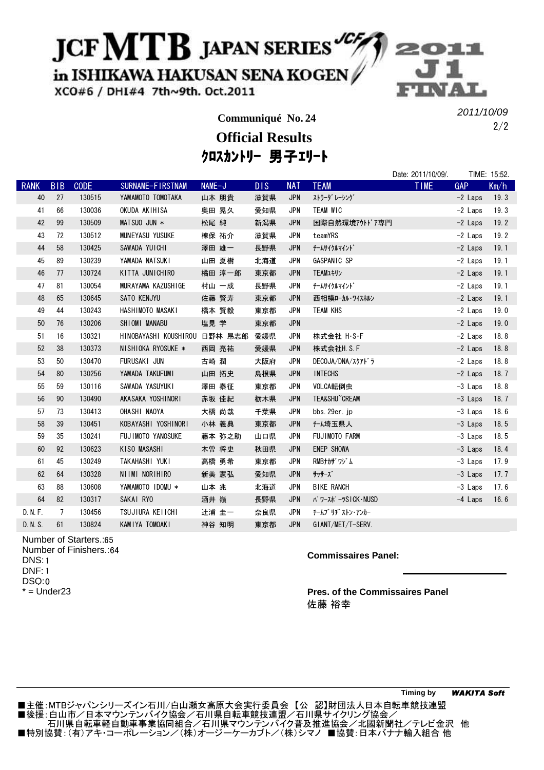# JCF MTB JAPAN SERIES in ISHIKAWA HAKUSAN SENA KOGEN

XCO#6 / DHI#4 7th~9th. Oct.2011

2011 J1 FINAL

2011/10/09

## Communiqué No. 24

## Official Results

## ｸﾛｽｶﾝﾄﾘｰ 男子ｴﾘｰﾄ

Date: 2011/10/09/. TIME: 15:52.

| RANK | BIB | CODE | SURNAME-FIRSTNAM | NAME-J | DIS | NAT | TEAM | TIME | GAP | Km/h |
|---|---|---|---|---|---|---|---|---|---|---|
| 40 | 27 | 130515 | YAMAMOTO TOMOTAKA | 山本 朋貴 | 滋賀県 | JPN | ｽﾄﾗｰﾀﾞﾚｰｼﾝｸﾞ | | -2 Laps | 19.3 |
| 41 | 66 | 130036 | OKUDA AKIHISA | 奥田 晃久 | 愛知県 | JPN | TEAM WIC | | -2 Laps | 19.3 |
| 42 | 99 | 130509 | MATSUO JUN * | 松尾 純 | 新潟県 | JPN | 国際自然環境ｱｳﾄﾄﾞｱ専門 | | -2 Laps | 19.2 |
| 43 | 72 | 130512 | MUNEYASU YUSUKE | 棟保 祐介 | 滋賀県 | JPN | teamYRS | | -2 Laps | 19.2 |
| 44 | 58 | 130425 | SAWADA YUICHI | 澤田 雄一 | 長野県 | JPN | ﾁｰﾑｻｲｸﾙﾏｲﾝﾄﾞ | | -2 Laps | 19.1 |
| 45 | 89 | 130239 | YAMADA NATSUKI | 山田 夏樹 | 北海道 | JPN | GASPANIC SP | | -2 Laps | 19.1 |
| 46 | 77 | 130724 | KITTA JUNICHIRO | 橘田 淳一郎 | 東京都 | JPN | TEAMﾕｷﾘﾝ | | -2 Laps | 19.1 |
| 47 | 81 | 130054 | MURAYAMA KAZUSHIGE | 村山 一成 | 長野県 | JPN | ﾁｰﾑｻｲｸﾙﾏｲﾝﾄﾞ | | -2 Laps | 19.1 |
| 48 | 65 | 130645 | SATO KENJYU | 佐藤 賢寿 | 東京都 | JPN | 西相模ﾛｰｶﾙ･ﾜｲｽﾎﾙﾝ | | -2 Laps | 19.1 |
| 49 | 44 | 130243 | HASHIMOTO MASAKI | 橋本 賢毅 | 東京都 | JPN | TEAM KHS | | -2 Laps | 19.0 |
| 50 | 76 | 130206 | SHIOMI MANABU | 塩見 学 | 東京都 | JPN | | | -2 Laps | 19.0 |
| 51 | 16 | 130321 | HINOBAYASHI KOUSHIROU | 日野林 昂志郎 | 愛媛県 | JPN | 株式会社 H･S･F | | -2 Laps | 18.8 |
| 52 | 38 | 130373 | NISHIOKA RYOSUKE * | 西岡 亮祐 | 愛媛県 | JPN | 株式会社H.S.F | | -2 Laps | 18.8 |
| 53 | 50 | 130470 | FURUSAKI JUN | 古崎 潤 | 大阪府 | JPN | DECOJA/DNA/ｽｸｱﾄﾞﾗ | | -2 Laps | 18.8 |
| 54 | 80 | 130256 | YAMADA TAKUFUMI | 山田 拓史 | 島根県 | JPN | INTECHS | | -2 Laps | 18.7 |
| 55 | 59 | 130116 | SAWADA YASUYUKI | 澤田 泰征 | 東京都 | JPN | VOLCA転倒虫 | | -3 Laps | 18.8 |
| 56 | 90 | 130490 | AKASAKA YOSHINORI | 赤坂 佳紀 | 栃木県 | JPN | TEA&SHU~CREAM | | -3 Laps | 18.7 |
| 57 | 73 | 130413 | OHASHI NAOYA | 大橋 尚哉 | 千葉県 | JPN | bbs.29er.jp | | -3 Laps | 18.6 |
| 58 | 39 | 130451 | KOBAYASHI YOSHINORI | 小林 義典 | 東京都 | JPN | ﾁｰﾑ埼玉県人 | | -3 Laps | 18.5 |
| 59 | 35 | 130241 | FUJIMOTO YANOSUKE | 藤本 弥之助 | 山口県 | JPN | FUJIMOTO FARM | | -3 Laps | 18.5 |
| 60 | 92 | 130623 | KISO MASASHI | 木曽 将史 | 秋田県 | JPN | ENEP SHOWA | | -3 Laps | 18.4 |
| 61 | 45 | 130249 | TAKAHASHI YUKI | 高橋 勇希 | 東京都 | JPN | RMBﾅｶｻﾞﾜｼﾞﾑ | | -3 Laps | 17.9 |
| 62 | 64 | 130328 | NIIMI NORIHIRO | 新美 憲弘 | 愛知県 | JPN | ｻｯｻｰｽﾞ | | -3 Laps | 17.7 |
| 63 | 88 | 130608 | YAMAMOTO IDOMU * | 山本 兆 | 北海道 | JPN | BIKE RANCH | | -3 Laps | 17.6 |
| 64 | 82 | 130317 | SAKAI RYO | 酒井 嶺 | 長野県 | JPN | ﾊﾟﾜｰｽﾎﾟｰﾂSICK･NUSD | | -4 Laps | 16.6 |
| D.N.F. | 7 | 130456 | TSUJIURA KEIICHI | 辻浦 圭一 | 奈良県 | JPN | ﾁｰﾑﾌﾞﾘﾁﾞｽﾄﾝ･ｱﾝｶｰ | | | |
| D.N.S. | 61 | 130824 | KAMIYA TOMOAKI | 神谷 知明 | 東京都 | JPN | GIANT/MET/T-SERV. | | | |

Number of Starters.:65
Number of Finishers.:64
DNS:1
DNF:1
DSQ:0
* = Under23

**Commissaires Panel:**

**Pres. of the Commissaires Panel**
佐藤 裕幸

Timing by ***WAKITA Soft***

■主催:MTBジャパンシリーズイン石川/白山瀬女高原大会実行委員会 【公 認】財団法人日本自転車競技連盟
■後援:白山市/日本マウンテンバイク協会/石川県自転車競技連盟/石川県サイクリング協会/
石川県自転車軽自動車事業協同組合/石川県マウンテンバイク普及推進協会/北國新聞社/テレビ金沢 他
■特別協賛:(有)アキ･コーポレーション/(株)オージーケーカブト/(株)シマノ ■協賛:日本バナナ輸入組合 他